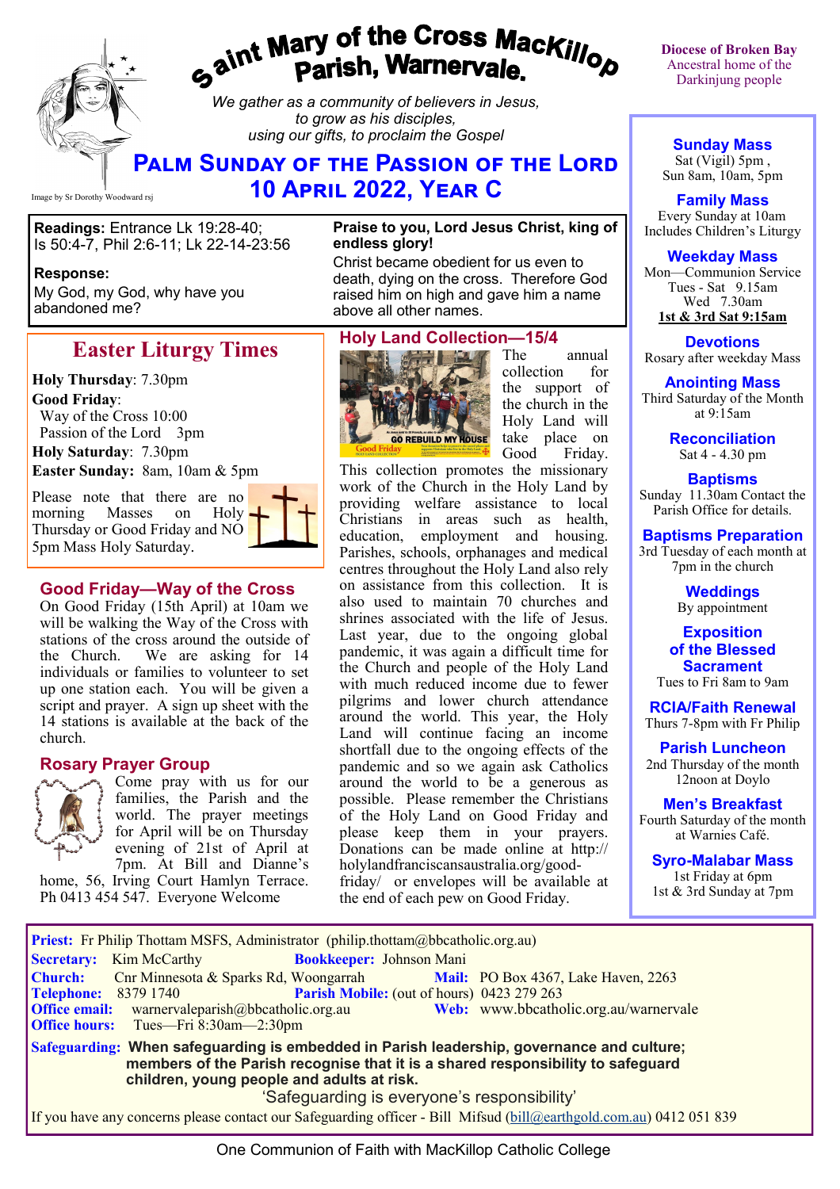# Saint Mary of the Cross MacKillop Parish, Warnervale.

*We gather as a community of believers in Jesus, to grow as his disciples, using our gifts, to proclaim the Gospel*

Image by Sr Dorothy Woodward rsj

**Diocese of Broken Bay**
Ancestral home of the Darkinjung people

## Palm Sunday of the Passion of the Lord
## 10 April 2022, Year C

**Readings:** Entrance Lk 19:28-40; Is 50:4-7, Phil 2:6-11; Lk 22-14-23:56

**Response:**
My God, my God, why have you abandoned me?

**Praise to you, Lord Jesus Christ, king of endless glory!**
Christ became obedient for us even to death, dying on the cross. Therefore God raised him on high and gave him a name above all other names.

## Easter Liturgy Times

**Holy Thursday**: 7.30pm
**Good Friday**:
Way of the Cross 10:00
Passion of the Lord 3pm
**Holy Saturday**: 7.30pm
**Easter Sunday:** 8am, 10am & 5pm

Please note that there are no morning Masses on Holy Thursday or Good Friday and NO 5pm Mass Holy Saturday.

### Good Friday—Way of the Cross

On Good Friday (15th April) at 10am we will be walking the Way of the Cross with stations of the cross around the outside of the Church. We are asking for 14 individuals or families to volunteer to set up one station each. You will be given a script and prayer. A sign up sheet with the 14 stations is available at the back of the church.

### Rosary Prayer Group

Come pray with us for our families, the Parish and the world. The prayer meetings for April will be on Thursday evening of 21st of April at 7pm. At Bill and Dianne's home, 56, Irving Court Hamlyn Terrace. Ph 0413 454 547. Everyone Welcome

### Holy Land Collection—15/4

The annual collection for the support of the church in the Holy Land will take place on Good Friday. This collection promotes the missionary work of the Church in the Holy Land by providing welfare assistance to local Christians in areas such as health, education, employment and housing. Parishes, schools, orphanages and medical centres throughout the Holy Land also rely on assistance from this collection. It is also used to maintain 70 churches and shrines associated with the life of Jesus. Last year, due to the ongoing global pandemic, it was again a difficult time for the Church and people of the Holy Land with much reduced income due to fewer pilgrims and lower church attendance around the world. This year, the Holy Land will continue facing an income shortfall due to the ongoing effects of the pandemic and so we again ask Catholics around the world to be a generous as possible. Please remember the Christians of the Holy Land on Good Friday and please keep them in your prayers. Donations can be made online at http://holylandfranciscansaustralia.org/good-friday/ or envelopes will be available at the end of each pew on Good Friday.

### Sunday Mass
Sat (Vigil) 5pm ,
Sun 8am, 10am, 5pm

### Family Mass
Every Sunday at 10am
Includes Children's Liturgy

### Weekday Mass
Mon—Communion Service
Tues - Sat 9.15am
Wed 7.30am
**1st & 3rd Sat 9:15am**

### Devotions
Rosary after weekday Mass

### Anointing Mass
Third Saturday of the Month at 9:15am

### Reconciliation
Sat 4 - 4.30 pm

### Baptisms
Sunday 11.30am Contact the Parish Office for details.

### Baptisms Preparation
3rd Tuesday of each month at 7pm in the church

### Weddings
By appointment

### Exposition of the Blessed Sacrament
Tues to Fri 8am to 9am

### RCIA/Faith Renewal
Thurs 7-8pm with Fr Philip

### Parish Luncheon
2nd Thursday of the month 12noon at Doylo

### Men's Breakfast
Fourth Saturday of the month at Warnies Café.

### Syro-Malabar Mass
1st Friday at 6pm
1st & 3rd Sunday at 7pm

**Priest:** Fr Philip Thottam MSFS, Administrator (philip.thottam@bbcatholic.org.au)
**Secretary:** Kim McCarthy **Bookkeeper:** Johnson Mani
**Church:** Cnr Minnesota & Sparks Rd, Woongarrah **Mail:** PO Box 4367, Lake Haven, 2263
**Telephone:** 8379 1740 **Parish Mobile:** (out of hours) 0423 279 263
**Office email:** warnervaleparish@bbcatholic.org.au **Web:** www.bbcatholic.org.au/warnervale
**Office hours:** Tues—Fri 8:30am—2:30pm

**Safeguarding:** **When safeguarding is embedded in Parish leadership, governance and culture; members of the Parish recognise that it is a shared responsibility to safeguard children, young people and adults at risk.**
'Safeguarding is everyone's responsibility'
If you have any concerns please contact our Safeguarding officer - Bill Mifsud (bill@earthgold.com.au) 0412 051 839

One Communion of Faith with MacKillop Catholic College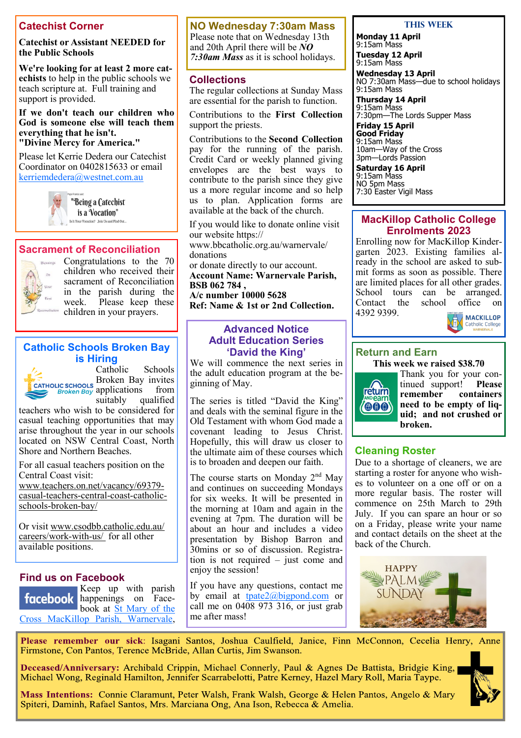## Catechist Corner

**Catechist or Assistant NEEDED for the Public Schools**

**We're looking for at least 2 more catechists** to help in the public schools we teach scripture at. Full training and support is provided.

**If we don't teach our children who God is someone else will teach them everything that he isn't. "Divine Mercy for America."**

Please let Kerrie Dedera our Catechist Coordinator on 0402815633 or email kerriemdedera@westnet.com.au

"Being a Catechist is a Vocation"

## Sacrament of Reconciliation

Congratulations to the 70 children who received their sacrament of Reconciliation in the parish during the week. Please keep these children in your prayers.

## Catholic Schools Broken Bay is Hiring

Catholic Schools Broken Bay invites applications from suitably qualified teachers who wish to be considered for casual teaching opportunities that may arise throughout the year in our schools located on NSW Central Coast, North Shore and Northern Beaches.

For all casual teachers position on the Central Coast visit: www.teachers.on.net/vacancy/69379-casual-teachers-central-coast-catholic-schools-broken-bay/

Or visit www.csodbb.catholic.edu.au/careers/work-with-us/ for all other available positions.

## Find us on Facebook

Keep up with parish happenings on Facebook at St Mary of the Cross MacKillop Parish, Warnervale,

## NO Wednesday 7:30am Mass

Please note that on Wednesday 13th and 20th April there will be ***NO 7:30am Mass*** as it is school holidays.

## Collections

The regular collections at Sunday Mass are essential for the parish to function.

Contributions to the **First Collection** support the priests.

Contributions to the **Second Collection** pay for the running of the parish. Credit Card or weekly planned giving envelopes are the best ways to contribute to the parish since they give us a more regular income and so help us to plan. Application forms are available at the back of the church.

If you would like to donate online visit our website https://www.bbcatholic.org.au/warnervale/donations
or donate directly to our account.
**Account Name: Warnervale Parish,**
**BSB 062 784 ,**
**A/c number 10000 5628**
**Ref: Name & 1st or 2nd Collection.**

## Advanced Notice Adult Education Series 'David the King'

We will commence the next series in the adult education program at the beginning of May.

The series is titled "David the King" and deals with the seminal figure in the Old Testament with whom God made a covenant leading to Jesus Christ. Hopefully, this will draw us closer to the ultimate aim of these courses which is to broaden and deepen our faith.

The course starts on Monday 2nd May and continues on succeeding Mondays for six weeks. It will be presented in the morning at 10am and again in the evening at 7pm. The duration will be about an hour and includes a video presentation by Bishop Barron and 30mins or so of discussion. Registration is not required – just come and enjoy the session!

If you have any questions, contact me by email at tpate2@bigpond.com or call me on 0408 973 316, or just grab me after mass!

## THIS WEEK

**Monday 11 April**
9:15am Mass

**Tuesday 12 April**
9:15am Mass

**Wednesday 13 April**
NO 7:30am Mass—due to school holidays
9:15am Mass

**Thursday 14 April**
9:15am Mass
7:30pm—The Lords Supper Mass

**Friday 15 April**
**Good Friday**
9:15am Mass
10am—Way of the Cross
3pm—Lords Passion

**Saturday 16 April**
9:15am Mass
NO 5pm Mass
7:30 Easter Vigil Mass

## MacKillop Catholic College Enrolments 2023

Enrolling now for MacKillop Kindergarten 2023. Existing families already in the school are asked to submit forms as soon as possible. There are limited places for all other grades. School tours can be arranged. Contact the school office on 4392 9399.

## Return and Earn

**This week we raised $38.70**

Thank you for your continued support! **Please remember containers need to be empty of liquid; and not crushed or broken.**

## Cleaning Roster

Due to a shortage of cleaners, we are starting a roster for anyone who wishes to volunteer on a one off or on a more regular basis. The roster will commence on 25th March to 29th July. If you can spare an hour or so on a Friday, please write your name and contact details on the sheet at the back of the Church.

HAPPY PALM SUNDAY

**Please remember our sick**: Isagani Santos, Joshua Caulfield, Janice, Finn McConnon, Cecelia Henry, Anne Firmstone, Con Pantos, Terence McBride, Allan Curtis, Jim Swanson.

**Deceased/Anniversary:** Archibald Crippin, Michael Connerly, Paul & Agnes De Battista, Bridgie King, Michael Wong, Reginald Hamilton, Jennifer Scarrabelotti, Patre Kerney, Hazel Mary Roll, Maria Taype.

**Mass Intentions:** Connie Claramunt, Peter Walsh, Frank Walsh, George & Helen Pantos, Angelo & Mary Spiteri, Daminh, Rafael Santos, Mrs. Marciana Ong, Ana Ison, Rebecca & Amelia.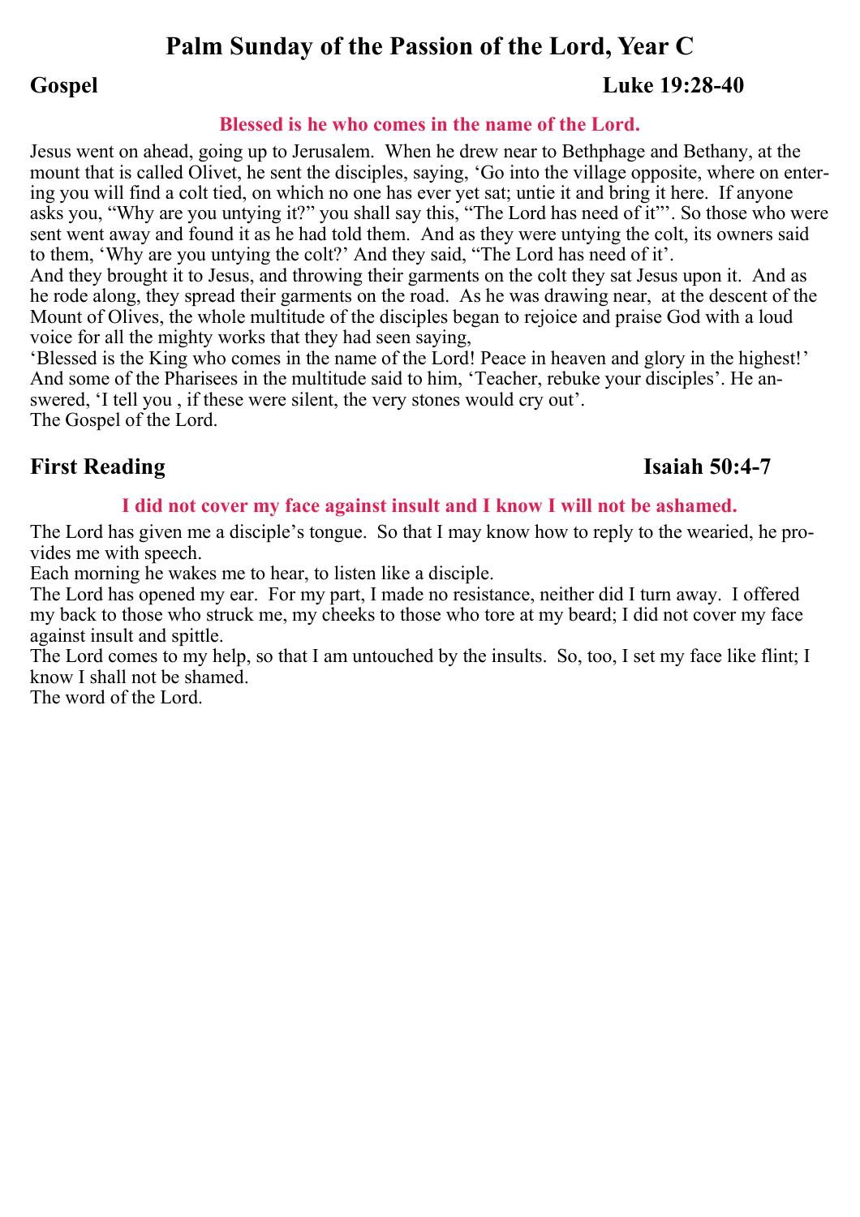# Palm Sunday of the Passion of the Lord, Year C

## Gospel — Luke 19:28-40

**Blessed is he who comes in the name of the Lord.**

Jesus went on ahead, going up to Jerusalem. When he drew near to Bethphage and Bethany, at the mount that is called Olivet, he sent the disciples, saying, 'Go into the village opposite, where on entering you will find a colt tied, on which no one has ever yet sat; untie it and bring it here. If anyone asks you, "Why are you untying it?" you shall say this, "The Lord has need of it"'. So those who were sent went away and found it as he had told them. And as they were untying the colt, its owners said to them, 'Why are you untying the colt?' And they said, "The Lord has need of it'.

And they brought it to Jesus, and throwing their garments on the colt they sat Jesus upon it. And as he rode along, they spread their garments on the road. As he was drawing near, at the descent of the Mount of Olives, the whole multitude of the disciples began to rejoice and praise God with a loud voice for all the mighty works that they had seen saying,

'Blessed is the King who comes in the name of the Lord! Peace in heaven and glory in the highest!'

And some of the Pharisees in the multitude said to him, 'Teacher, rebuke your disciples'. He answered, 'I tell you , if these were silent, the very stones would cry out'.

The Gospel of the Lord.

## First Reading — Isaiah 50:4-7

**I did not cover my face against insult and I know I will not be ashamed.**

The Lord has given me a disciple's tongue. So that I may know how to reply to the wearied, he provides me with speech.

Each morning he wakes me to hear, to listen like a disciple.

The Lord has opened my ear. For my part, I made no resistance, neither did I turn away. I offered my back to those who struck me, my cheeks to those who tore at my beard; I did not cover my face against insult and spittle.

The Lord comes to my help, so that I am untouched by the insults. So, too, I set my face like flint; I know I shall not be shamed.

The word of the Lord.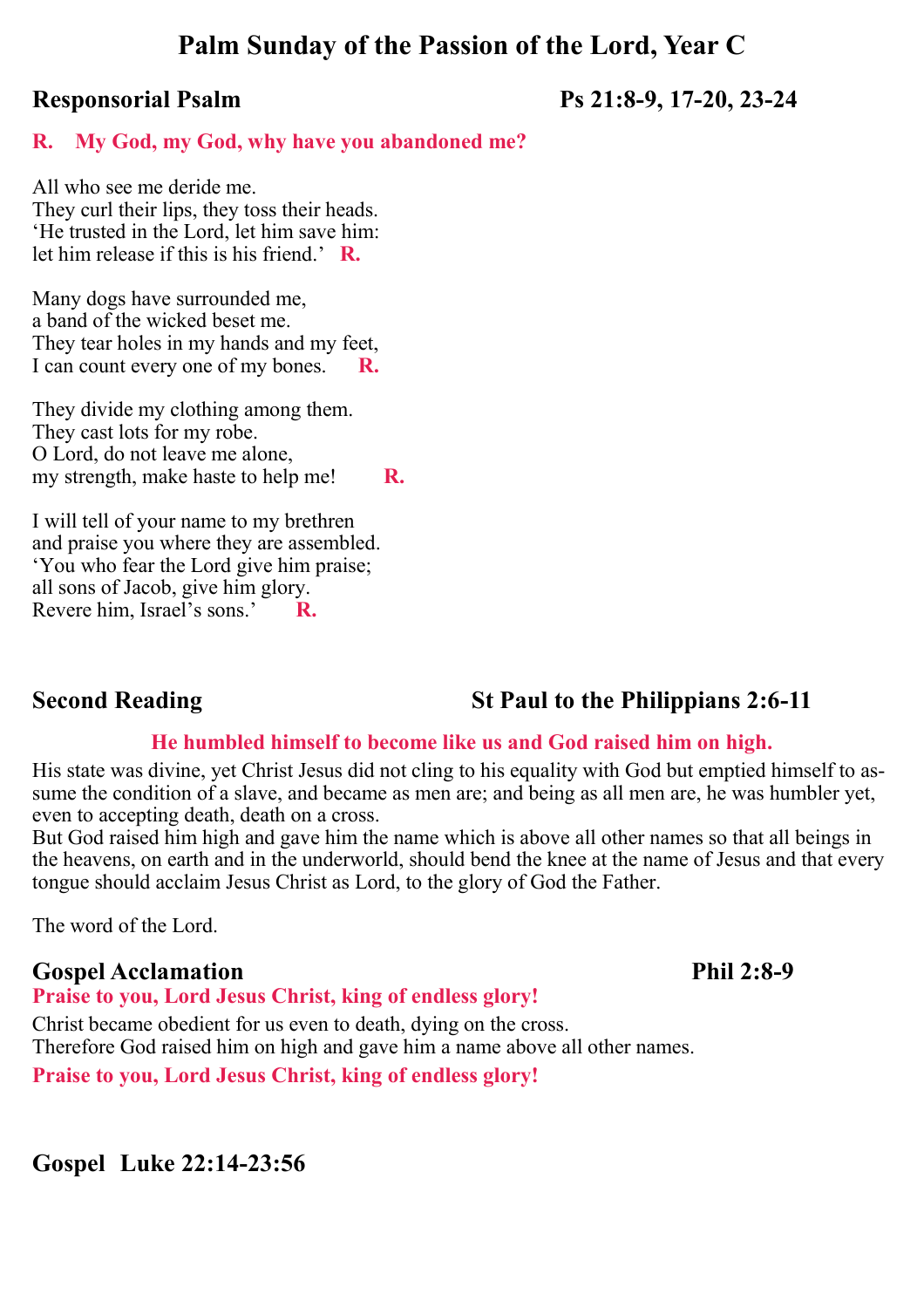# Palm Sunday of the Passion of the Lord, Year C

## Responsorial Psalm Ps 21:8-9, 17-20, 23-24

**R. My God, my God, why have you abandoned me?**

All who see me deride me.
They curl their lips, they toss their heads.
'He trusted in the Lord, let him save him:
let him release if this is his friend.' **R.**

Many dogs have surrounded me,
a band of the wicked beset me.
They tear holes in my hands and my feet,
I can count every one of my bones. **R.**

They divide my clothing among them.
They cast lots for my robe.
O Lord, do not leave me alone,
my strength, make haste to help me! **R.**

I will tell of your name to my brethren
and praise you where they are assembled.
'You who fear the Lord give him praise;
all sons of Jacob, give him glory.
Revere him, Israel's sons.' **R.**

## Second Reading St Paul to the Philippians 2:6-11

**He humbled himself to become like us and God raised him on high.**

His state was divine, yet Christ Jesus did not cling to his equality with God but emptied himself to assume the condition of a slave, and became as men are; and being as all men are, he was humbler yet, even to accepting death, death on a cross.
But God raised him high and gave him the name which is above all other names so that all beings in the heavens, on earth and in the underworld, should bend the knee at the name of Jesus and that every tongue should acclaim Jesus Christ as Lord, to the glory of God the Father.

The word of the Lord.

## Gospel Acclamation Phil 2:8-9

**Praise to you, Lord Jesus Christ, king of endless glory!**

Christ became obedient for us even to death, dying on the cross.
Therefore God raised him on high and gave him a name above all other names.

**Praise to you, Lord Jesus Christ, king of endless glory!**

## Gospel Luke 22:14-23:56